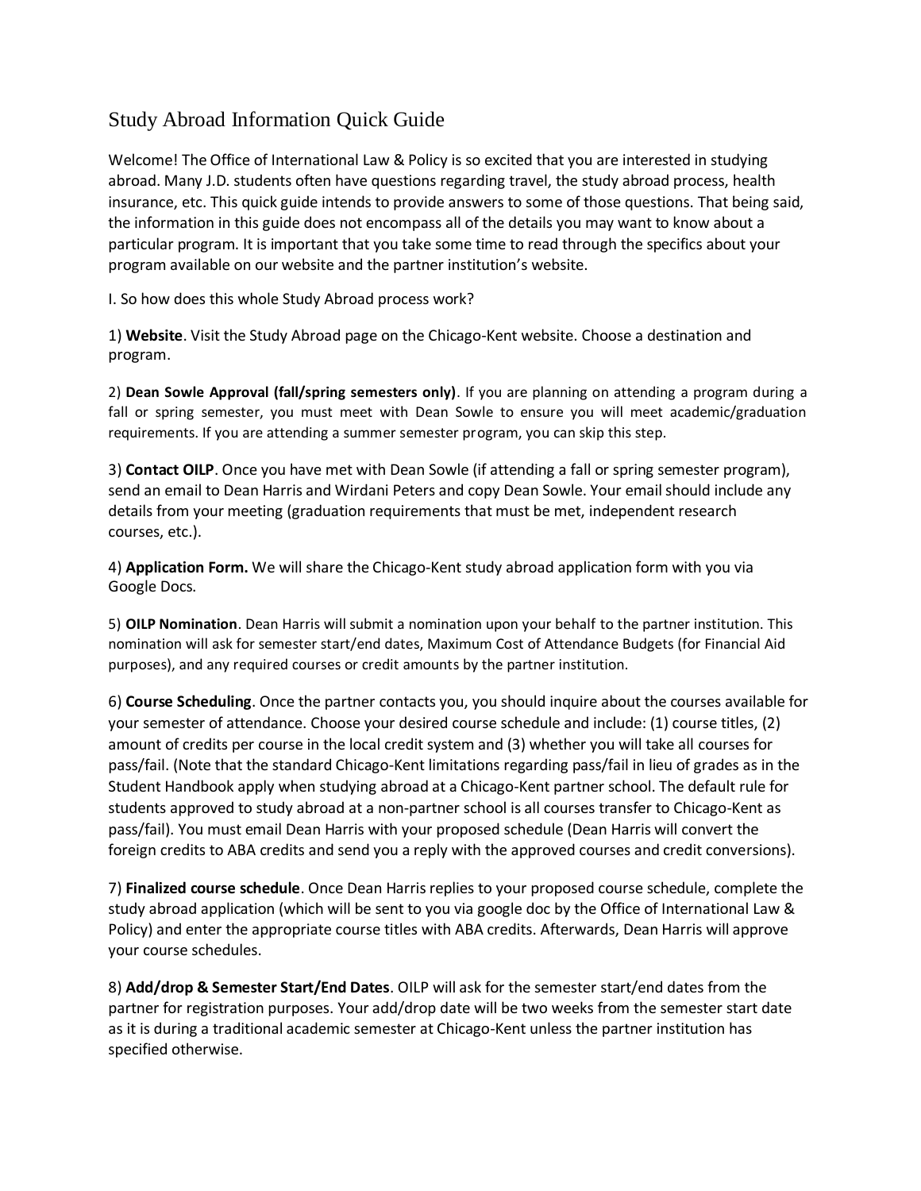# Study Abroad Information Quick Guide

Welcome! The Office of International Law & Policy is so excited that you are interested in studying abroad. Many J.D. students often have questions regarding travel, the study abroad process, health insurance, etc. This quick guide intends to provide answers to some of those questions. That being said, the information in this guide does not encompass all of the details you may want to know about a particular program. It is important that you take some time to read through the specifics about your program available on our website and the partner institution's website.

I. So how does this whole Study Abroad process work?

1) **Website**. Visit the Study Abroad page on the Chicago-Kent website. Choose a destination and program.

2) **Dean Sowle Approval (fall/spring semesters only)**. If you are planning on attending a program during a fall or spring semester, you must meet with Dean Sowle to ensure you will meet academic/graduation requirements. If you are attending a summer semester program, you can skip this step.

3) **Contact OILP**. Once you have met with Dean Sowle (if attending a fall or spring semester program), send an email to Dean Harris and Wirdani Peters and copy Dean Sowle. Your email should include any details from your meeting (graduation requirements that must be met, independent research courses, etc.).

4) **Application Form.** We will share the Chicago-Kent study abroad application form with you via Google Docs.

5) **OILP Nomination**. Dean Harris will submit a nomination upon your behalf to the partner institution. This nomination will ask for semester start/end dates, Maximum Cost of Attendance Budgets (for Financial Aid purposes), and any required courses or credit amounts by the partner institution.

6) **Course Scheduling**. Once the partner contacts you, you should inquire about the courses available for your semester of attendance. Choose your desired course schedule and include: (1) course titles, (2) amount of credits per course in the local credit system and (3) whether you will take all courses for pass/fail. (Note that the standard Chicago-Kent limitations regarding pass/fail in lieu of grades as in the Student Handbook apply when studying abroad at a Chicago-Kent partner school. The default rule for students approved to study abroad at a non-partner school is all courses transfer to Chicago-Kent as pass/fail). You must email Dean Harris with your proposed schedule (Dean Harris will convert the foreign credits to ABA credits and send you a reply with the approved courses and credit conversions).

7) **Finalized course schedule**. Once Dean Harris replies to your proposed course schedule, complete the study abroad application (which will be sent to you via google doc by the Office of International Law & Policy) and enter the appropriate course titles with ABA credits. Afterwards, Dean Harris will approve your course schedules.

8) **Add/drop & Semester Start/End Dates**. OILP will ask for the semester start/end dates from the partner for registration purposes. Your add/drop date will be two weeks from the semester start date as it is during a traditional academic semester at Chicago-Kent unless the partner institution has specified otherwise.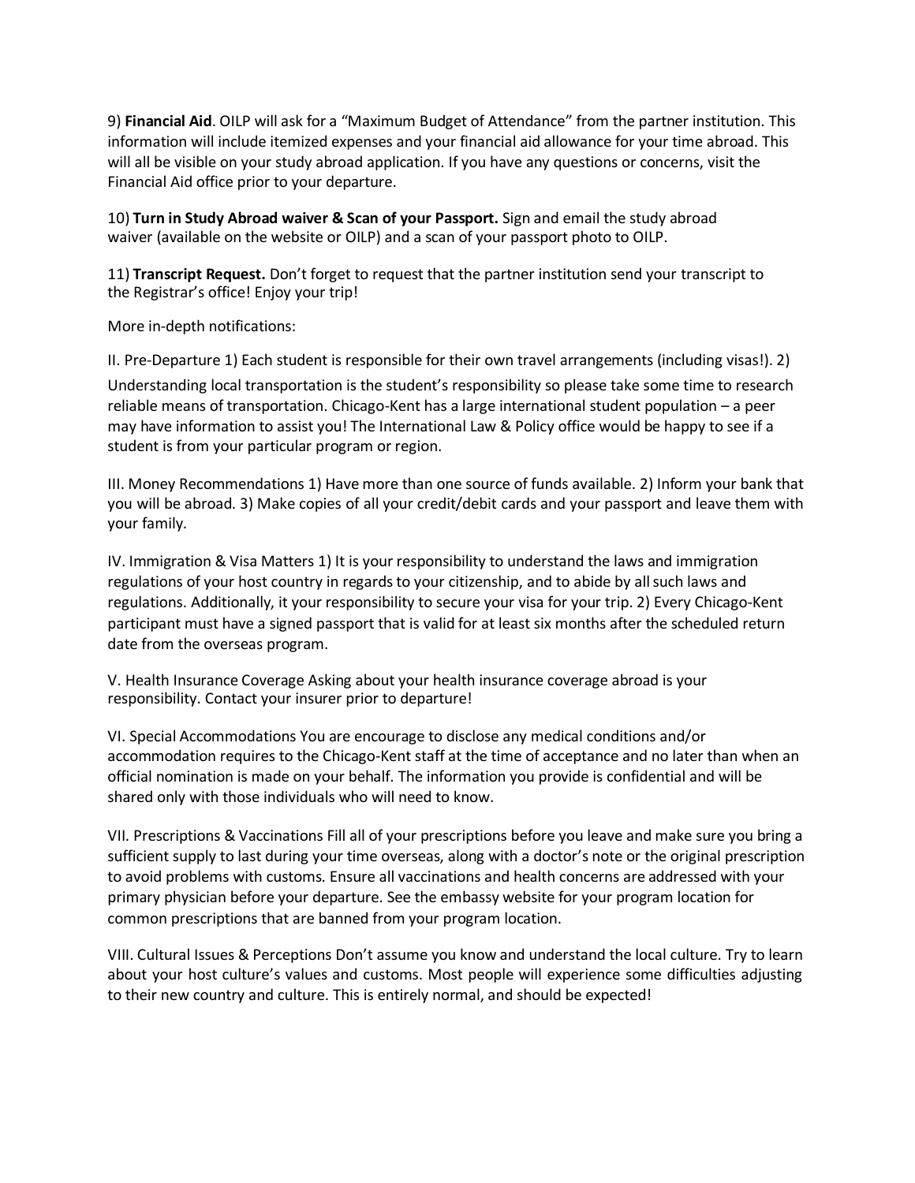9) **Financial Aid**. OILP will ask for a "Maximum Budget of Attendance" from the partner institution. This information will include itemized expenses and your financial aid allowance for your time abroad. This will all be visible on your study abroad application. If you have any questions or concerns, visit the Financial Aid office prior to your departure.

10) **Turn in Study Abroad waiver & Scan of your Passport.** Sign and email the study abroad waiver (available on the website or OILP) and a scan of your passport photo to OILP.

11) **Transcript Request.** Don't forget to request that the partner institution send your transcript to the Registrar's office! Enjoy your trip!

More in-depth notifications:

II. Pre-Departure 1) Each student is responsible for their own travel arrangements (including visas!). 2) Understanding local transportation is the student's responsibility so please take some time to research reliable means of transportation. Chicago-Kent has a large international student population – a peer may have information to assist you! The International Law & Policy office would be happy to see if a student is from your particular program or region.

III. Money Recommendations 1) Have more than one source of funds available. 2) Inform your bank that you will be abroad. 3) Make copies of all your credit/debit cards and your passport and leave them with your family.

IV. Immigration & Visa Matters 1) It is your responsibility to understand the laws and immigration regulations of your host country in regards to your citizenship, and to abide by all such laws and regulations. Additionally, it your responsibility to secure your visa for your trip. 2) Every Chicago-Kent participant must have a signed passport that is valid for at least six months after the scheduled return date from the overseas program.

V. Health Insurance Coverage Asking about your health insurance coverage abroad is your responsibility. Contact your insurer prior to departure!

VI. Special Accommodations You are encourage to disclose any medical conditions and/or accommodation requires to the Chicago-Kent staff at the time of acceptance and no later than when an official nomination is made on your behalf. The information you provide is confidential and will be shared only with those individuals who will need to know.

VII. Prescriptions & Vaccinations Fill all of your prescriptions before you leave and make sure you bring a sufficient supply to last during your time overseas, along with a doctor's note or the original prescription to avoid problems with customs. Ensure all vaccinations and health concerns are addressed with your primary physician before your departure. See the embassy website for your program location for common prescriptions that are banned from your program location.

VIII. Cultural Issues & Perceptions Don't assume you know and understand the local culture. Try to learn about your host culture's values and customs. Most people will experience some difficulties adjusting to their new country and culture. This is entirely normal, and should be expected!